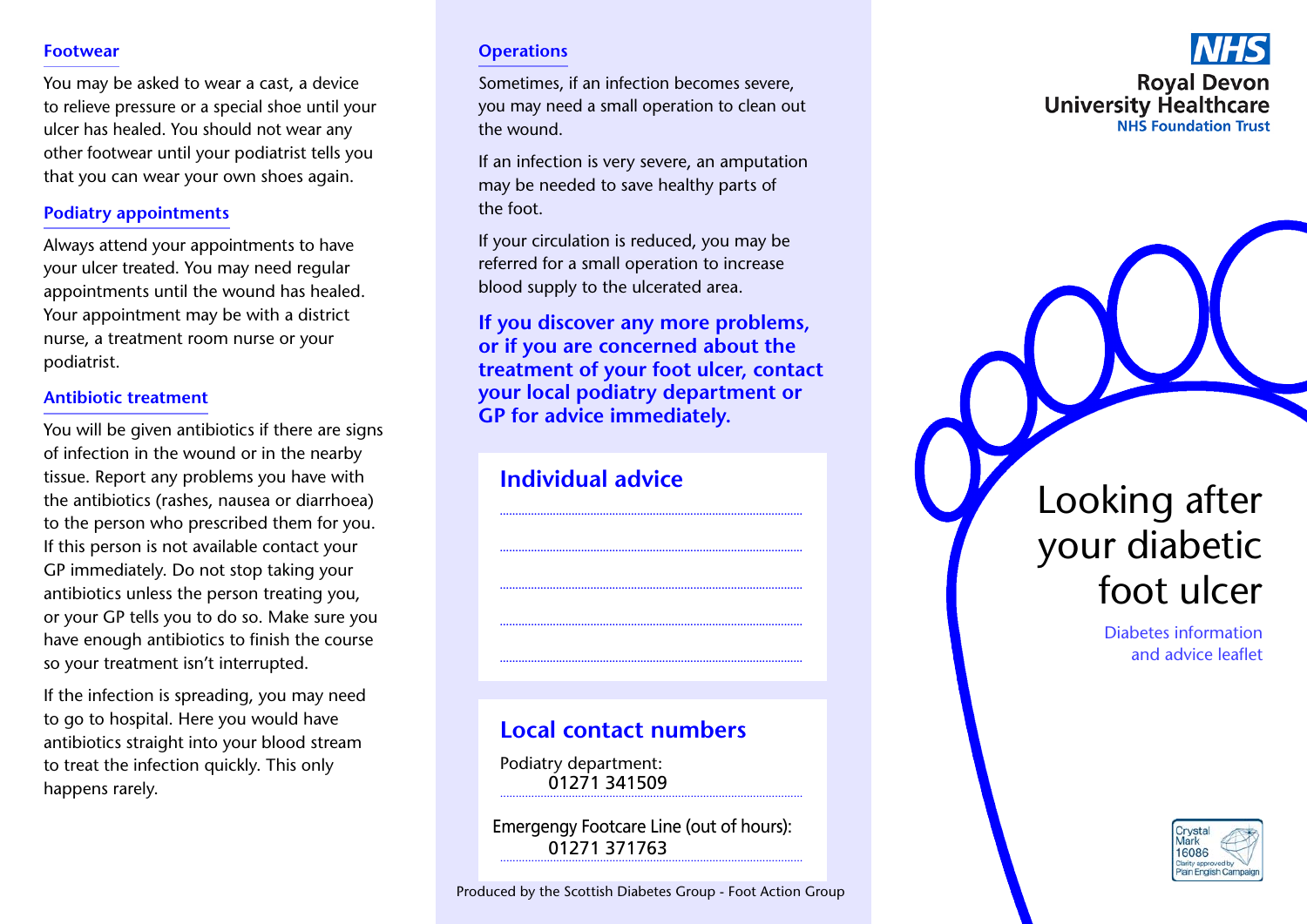## Footwear

You may be asked to wear a cast, a device to relieve pressure or a special shoe until your ulcer has healed. You should not wear any other footwear until your podiatrist tells you that you can wear your own shoes again.

## Podiatry appointments

Always attend your appointments to have your ulcer treated. You may need regular appointments until the wound has healed. Your appointment may be with a district nurse, a treatment room nurse or your podiatrist.

## Antibiotic treatment

You will be given antibiotics if there are signs of infection in the wound or in the nearby tissue. Report any problems you have with the antibiotics (rashes, nausea or diarrhoea) to the person who prescribed them for you. If this person is not available contact your GP immediately. Do not stop taking your antibiotics unless the person treating you, or your GP tells you to do so. Make sure you have enough antibiotics to finish the course so your treatment isn't interrupted.

If the infection is spreading, you may need to go to hospital. Here you would have antibiotics straight into your blood stream to treat the infection quickly. This only happens rarely.

## Operations

Sometimes, if an infection becomes severe, you may need a small operation to clean out the wound.

If an infection is very severe, an amputation may be needed to save healthy parts of the foot.

If your circulation is reduced, you may be referred for a small operation to increase blood supply to the ulcerated area.

**If you discover any more problems, or if you are concerned about the treatment of your foot ulcer, contact your local podiatry department or GP for advice immediately.**

## Individual advice

.....................................................................................

.....................................................................................

.....................................................................................

.....................................................................................

.....................................................................................

## Local contact numbers

Podiatry department:
01271 341509

Emergengy Footcare Line (out of hours):
01271 371763

Produced by the Scottish Diabetes Group - Foot Action Group

NHS
Royal Devon
University Healthcare
NHS Foundation Trust

# Looking after your diabetic foot ulcer

Diabetes information and advice leaflet

Crystal Mark 16086 Clarity approved by Plain English Campaign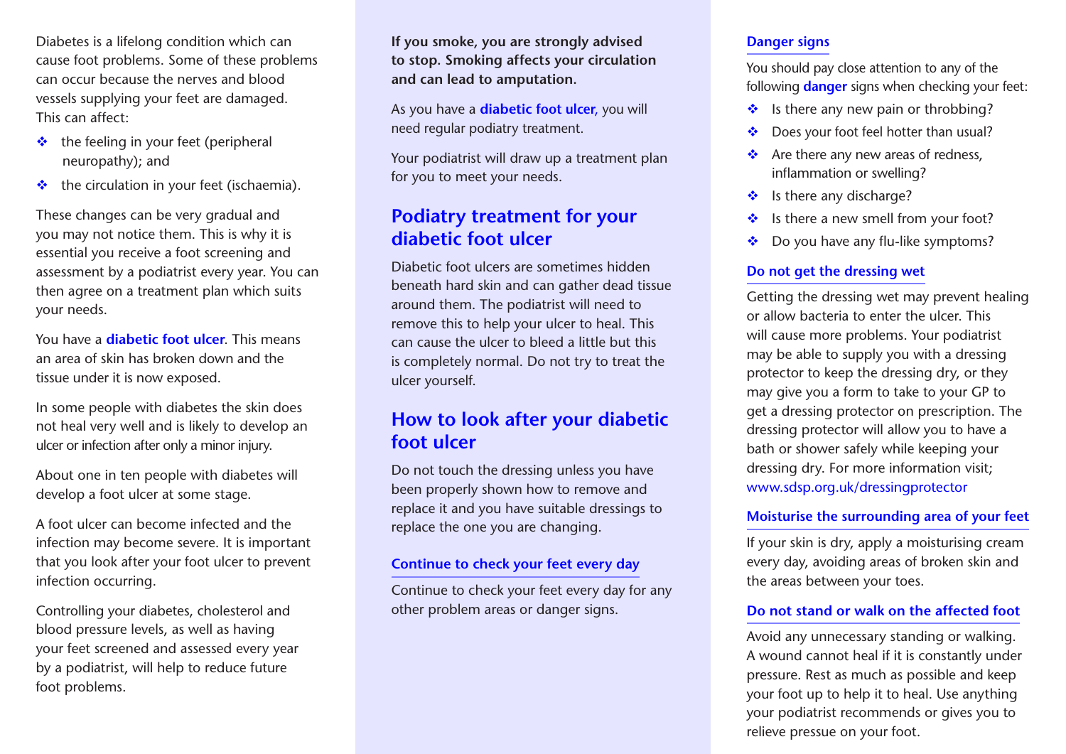Diabetes is a lifelong condition which can cause foot problems. Some of these problems can occur because the nerves and blood vessels supplying your feet are damaged. This can affect:

- the feeling in your feet (peripheral neuropathy); and
- the circulation in your feet (ischaemia).

These changes can be very gradual and you may not notice them. This is why it is essential you receive a foot screening and assessment by a podiatrist every year. You can then agree on a treatment plan which suits your needs.

You have a **diabetic foot ulcer**. This means an area of skin has broken down and the tissue under it is now exposed.

In some people with diabetes the skin does not heal very well and is likely to develop an ulcer or infection after only a minor injury.

About one in ten people with diabetes will develop a foot ulcer at some stage.

A foot ulcer can become infected and the infection may become severe. It is important that you look after your foot ulcer to prevent infection occurring.

Controlling your diabetes, cholesterol and blood pressure levels, as well as having your feet screened and assessed every year by a podiatrist, will help to reduce future foot problems.

**If you smoke, you are strongly advised to stop. Smoking affects your circulation and can lead to amputation.**

As you have a **diabetic foot ulcer**, you will need regular podiatry treatment.

Your podiatrist will draw up a treatment plan for you to meet your needs.

## Podiatry treatment for your diabetic foot ulcer

Diabetic foot ulcers are sometimes hidden beneath hard skin and can gather dead tissue around them. The podiatrist will need to remove this to help your ulcer to heal. This can cause the ulcer to bleed a little but this is completely normal. Do not try to treat the ulcer yourself.

## How to look after your diabetic foot ulcer

Do not touch the dressing unless you have been properly shown how to remove and replace it and you have suitable dressings to replace the one you are changing.

### Continue to check your feet every day

Continue to check your feet every day for any other problem areas or danger signs.

### Danger signs

You should pay close attention to any of the following **danger** signs when checking your feet:

- Is there any new pain or throbbing?
- Does your foot feel hotter than usual?
- Are there any new areas of redness, inflammation or swelling?
- Is there any discharge?
- Is there a new smell from your foot?
- Do you have any flu-like symptoms?

### Do not get the dressing wet

Getting the dressing wet may prevent healing or allow bacteria to enter the ulcer. This will cause more problems. Your podiatrist may be able to supply you with a dressing protector to keep the dressing dry, or they may give you a form to take to your GP to get a dressing protector on prescription. The dressing protector will allow you to have a bath or shower safely while keeping your dressing dry. For more information visit; www.sdsp.org.uk/dressingprotector

### Moisturise the surrounding area of your feet

If your skin is dry, apply a moisturising cream every day, avoiding areas of broken skin and the areas between your toes.

### Do not stand or walk on the affected foot

Avoid any unnecessary standing or walking. A wound cannot heal if it is constantly under pressure. Rest as much as possible and keep your foot up to help it to heal. Use anything your podiatrist recommends or gives you to relieve pressue on your foot.